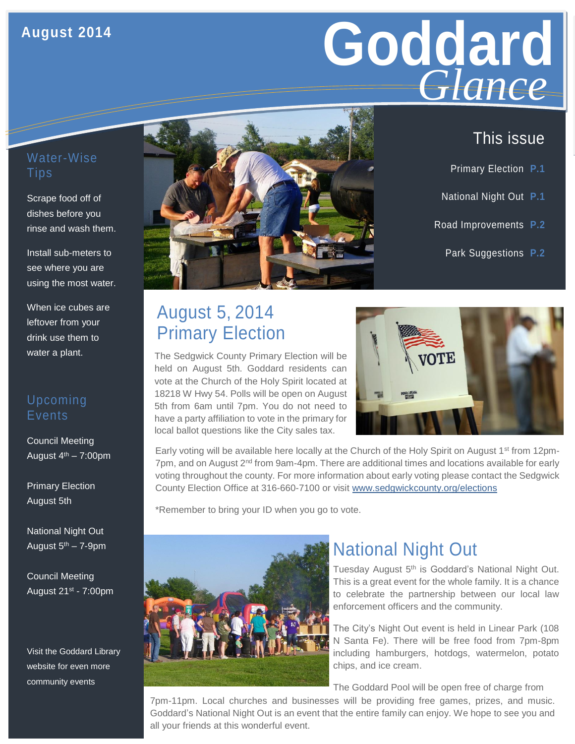August 2014

# Goddard *Glance*

## This issue

- Primary Election **P.1**
- National Night Out **P.1**
- Road Improvements **P.2**
- Park Suggestions **P.2**

## Water-Wise Tips

Scrape food off of dishes before you rinse and wash them.

Install sub-meters to see where you are using the most water.

When ice cubes are leftover from your drink use them to water a plant.

## Upcoming Events

Council Meeting
August 4th – 7:00pm

Primary Election
August 5th

National Night Out
August 5th – 7-9pm

Council Meeting
August 21st - 7:00pm

Visit the Goddard Library website for even more community events

## August 5, 2014 Primary Election

The Sedgwick County Primary Election will be held on August 5th. Goddard residents can vote at the Church of the Holy Spirit located at 18218 W Hwy 54. Polls will be open on August 5th from 6am until 7pm. You do not need to have a party affiliation to vote in the primary for local ballot questions like the City sales tax.

Early voting will be available here locally at the Church of the Holy Spirit on August 1st from 12pm-7pm, and on August 2nd from 9am-4pm. There are additional times and locations available for early voting throughout the county. For more information about early voting please contact the Sedgwick County Election Office at 316-660-7100 or visit [www.sedgwickcounty.org/elections](www.sedgwickcounty.org/elections)

*Remember to bring your ID when you go to vote.

## National Night Out

Tuesday August 5th is Goddard's National Night Out. This is a great event for the whole family. It is a chance to celebrate the partnership between our local law enforcement officers and the community.

The City's Night Out event is held in Linear Park (108 N Santa Fe). There will be free food from 7pm-8pm including hamburgers, hotdogs, watermelon, potato chips, and ice cream.

The Goddard Pool will be open free of charge from 7pm-11pm. Local churches and businesses will be providing free games, prizes, and music. Goddard's National Night Out is an event that the entire family can enjoy. We hope to see you and all your friends at this wonderful event.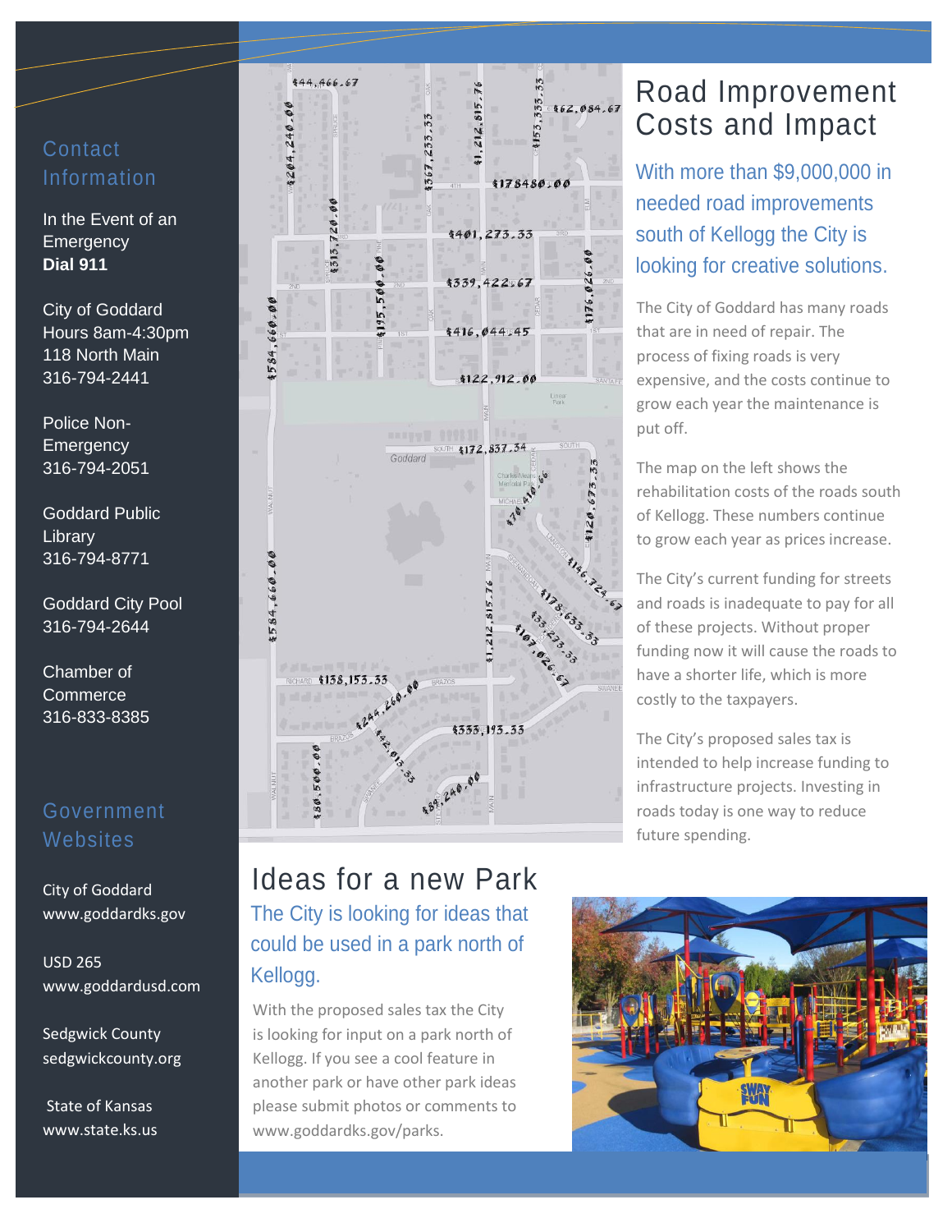## Contact Information

In the Event of an Emergency
**Dial 911**

City of Goddard
Hours 8am-4:30pm
118 North Main
316-794-2441

Police Non-Emergency
316-794-2051

Goddard Public Library
316-794-8771

Goddard City Pool
316-794-2644

Chamber of Commerce
316-833-8385

## Government Websites

City of Goddard
www.goddardks.gov

USD 265
www.goddardusd.com

Sedgwick County
sedgwickcounty.org

State of Kansas
www.state.ks.us

# Road Improvement Costs and Impact

### With more than $9,000,000 in needed road improvements south of Kellogg the City is looking for creative solutions.

The City of Goddard has many roads that are in need of repair. The process of fixing roads is very expensive, and the costs continue to grow each year the maintenance is put off.

The map on the left shows the rehabilitation costs of the roads south of Kellogg. These numbers continue to grow each year as prices increase.

The City's current funding for streets and roads is inadequate to pay for all of these projects. Without proper funding now it will cause the roads to have a shorter life, which is more costly to the taxpayers.

The City's proposed sales tax is intended to help increase funding to infrastructure projects. Investing in roads today is one way to reduce future spending.

# Ideas for a new Park

### The City is looking for ideas that could be used in a park north of Kellogg.

With the proposed sales tax the City is looking for input on a park north of Kellogg. If you see a cool feature in another park or have other park ideas please submit photos or comments to www.goddardks.gov/parks.